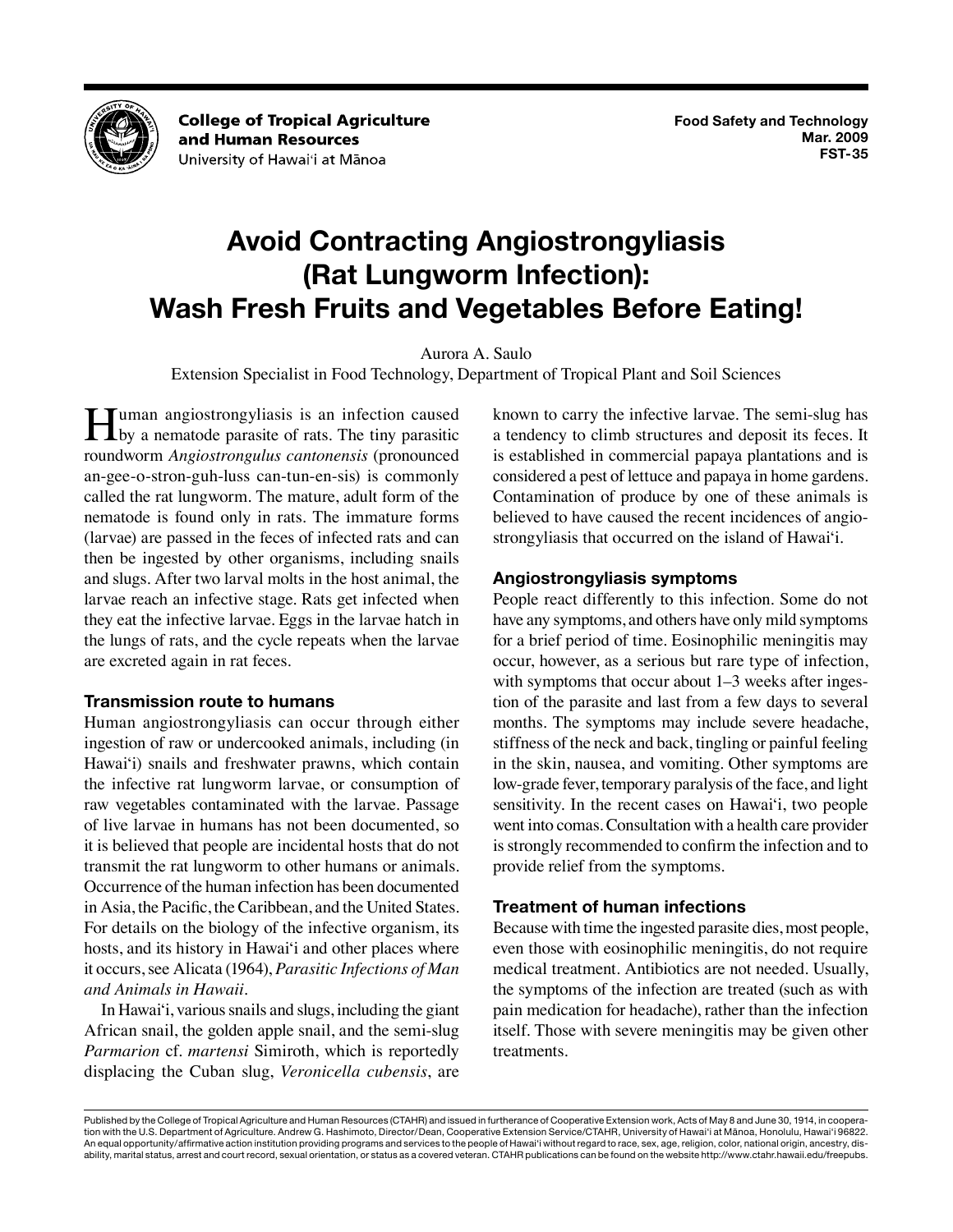College of Tropical Agriculture and Human Resources
University of Hawai'i at Mānoa

Food Safety and Technology
Mar. 2009
FST-35

# Avoid Contracting Angiostrongyliasis (Rat Lungworm Infection): Wash Fresh Fruits and Vegetables Before Eating!

Aurora A. Saulo
Extension Specialist in Food Technology, Department of Tropical Plant and Soil Sciences

Human angiostrongyliasis is an infection caused by a nematode parasite of rats. The tiny parasitic roundworm *Angiostrongulus cantonensis* (pronounced an-gee-o-stron-guh-luss can-tun-en-sis) is commonly called the rat lungworm. The mature, adult form of the nematode is found only in rats. The immature forms (larvae) are passed in the feces of infected rats and can then be ingested by other organisms, including snails and slugs. After two larval molts in the host animal, the larvae reach an infective stage. Rats get infected when they eat the infective larvae. Eggs in the larvae hatch in the lungs of rats, and the cycle repeats when the larvae are excreted again in rat feces.

## Transmission route to humans

Human angiostrongyliasis can occur through either ingestion of raw or undercooked animals, including (in Hawai'i) snails and freshwater prawns, which contain the infective rat lungworm larvae, or consumption of raw vegetables contaminated with the larvae. Passage of live larvae in humans has not been documented, so it is believed that people are incidental hosts that do not transmit the rat lungworm to other humans or animals. Occurrence of the human infection has been documented in Asia, the Pacific, the Caribbean, and the United States. For details on the biology of the infective organism, its hosts, and its history in Hawai'i and other places where it occurs, see Alicata (1964), *Parasitic Infections of Man and Animals in Hawaii*.

In Hawai'i, various snails and slugs, including the giant African snail, the golden apple snail, and the semi-slug *Parmarion* cf. *martensi* Simiroth, which is reportedly displacing the Cuban slug, *Veronicella cubensis*, are known to carry the infective larvae. The semi-slug has a tendency to climb structures and deposit its feces. It is established in commercial papaya plantations and is considered a pest of lettuce and papaya in home gardens. Contamination of produce by one of these animals is believed to have caused the recent incidences of angiostrongyliasis that occurred on the island of Hawai'i.

## Angiostrongyliasis symptoms

People react differently to this infection. Some do not have any symptoms, and others have only mild symptoms for a brief period of time. Eosinophilic meningitis may occur, however, as a serious but rare type of infection, with symptoms that occur about 1–3 weeks after ingestion of the parasite and last from a few days to several months. The symptoms may include severe headache, stiffness of the neck and back, tingling or painful feeling in the skin, nausea, and vomiting. Other symptoms are low-grade fever, temporary paralysis of the face, and light sensitivity. In the recent cases on Hawai'i, two people went into comas. Consultation with a health care provider is strongly recommended to confirm the infection and to provide relief from the symptoms.

## Treatment of human infections

Because with time the ingested parasite dies, most people, even those with eosinophilic meningitis, do not require medical treatment. Antibiotics are not needed. Usually, the symptoms of the infection are treated (such as with pain medication for headache), rather than the infection itself. Those with severe meningitis may be given other treatments.

Published by the College of Tropical Agriculture and Human Resources (CTAHR) and issued in furtherance of Cooperative Extension work, Acts of May 8 and June 30, 1914, in cooperation with the U.S. Department of Agriculture. Andrew G. Hashimoto, Director/Dean, Cooperative Extension Service/CTAHR, University of Hawai'i at Mānoa, Honolulu, Hawai'i 96822. An equal opportunity/affirmative action institution providing programs and services to the people of Hawai'i without regard to race, sex, age, religion, color, national origin, ancestry, disability, marital status, arrest and court record, sexual orientation, or status as a covered veteran. CTAHR publications can be found on the website http://www.ctahr.hawaii.edu/freepubs.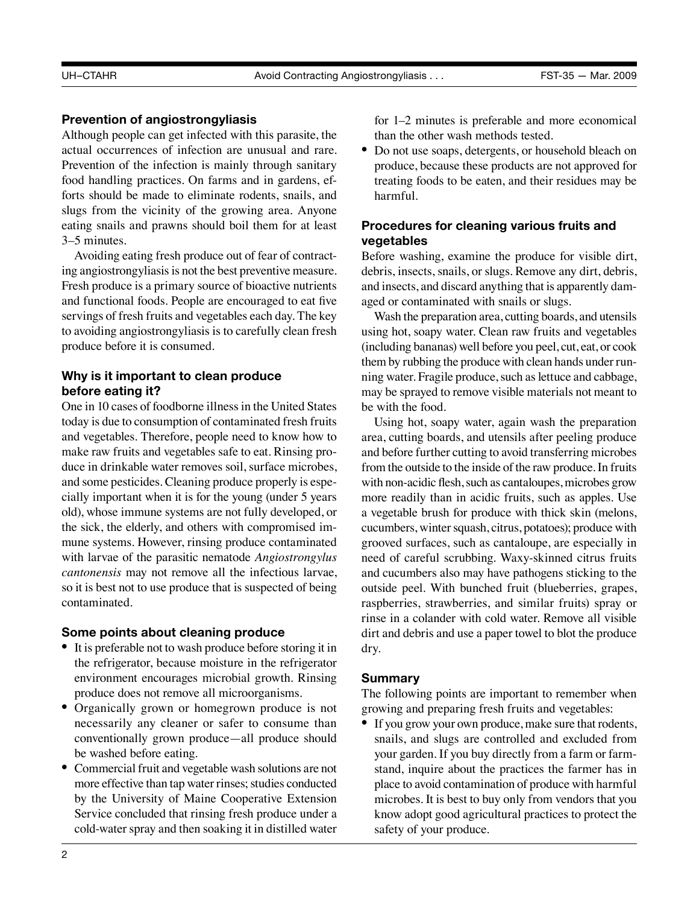### Prevention of angiostrongyliasis

Although people can get infected with this parasite, the actual occurrences of infection are unusual and rare. Prevention of the infection is mainly through sanitary food handling practices. On farms and in gardens, efforts should be made to eliminate rodents, snails, and slugs from the vicinity of the growing area. Anyone eating snails and prawns should boil them for at least 3–5 minutes.

Avoiding eating fresh produce out of fear of contracting angiostrongyliasis is not the best preventive measure. Fresh produce is a primary source of bioactive nutrients and functional foods. People are encouraged to eat five servings of fresh fruits and vegetables each day. The key to avoiding angiostrongyliasis is to carefully clean fresh produce before it is consumed.

### Why is it important to clean produce before eating it?

One in 10 cases of foodborne illness in the United States today is due to consumption of contaminated fresh fruits and vegetables. Therefore, people need to know how to make raw fruits and vegetables safe to eat. Rinsing produce in drinkable water removes soil, surface microbes, and some pesticides. Cleaning produce properly is especially important when it is for the young (under 5 years old), whose immune systems are not fully developed, or the sick, the elderly, and others with compromised immune systems. However, rinsing produce contaminated with larvae of the parasitic nematode *Angiostrongylus cantonensis* may not remove all the infectious larvae, so it is best not to use produce that is suspected of being contaminated.

### Some points about cleaning produce

- It is preferable not to wash produce before storing it in the refrigerator, because moisture in the refrigerator environment encourages microbial growth. Rinsing produce does not remove all microorganisms.
- Organically grown or homegrown produce is not necessarily any cleaner or safer to consume than conventionally grown produce—all produce should be washed before eating.
- Commercial fruit and vegetable wash solutions are not more effective than tap water rinses; studies conducted by the University of Maine Cooperative Extension Service concluded that rinsing fresh produce under a cold-water spray and then soaking it in distilled water for 1–2 minutes is preferable and more economical than the other wash methods tested.
- Do not use soaps, detergents, or household bleach on produce, because these products are not approved for treating foods to be eaten, and their residues may be harmful.

### Procedures for cleaning various fruits and vegetables

Before washing, examine the produce for visible dirt, debris, insects, snails, or slugs. Remove any dirt, debris, and insects, and discard anything that is apparently damaged or contaminated with snails or slugs.

Wash the preparation area, cutting boards, and utensils using hot, soapy water. Clean raw fruits and vegetables (including bananas) well before you peel, cut, eat, or cook them by rubbing the produce with clean hands under running water. Fragile produce, such as lettuce and cabbage, may be sprayed to remove visible materials not meant to be with the food.

Using hot, soapy water, again wash the preparation area, cutting boards, and utensils after peeling produce and before further cutting to avoid transferring microbes from the outside to the inside of the raw produce. In fruits with non-acidic flesh, such as cantaloupes, microbes grow more readily than in acidic fruits, such as apples. Use a vegetable brush for produce with thick skin (melons, cucumbers, winter squash, citrus, potatoes); produce with grooved surfaces, such as cantaloupe, are especially in need of careful scrubbing. Waxy-skinned citrus fruits and cucumbers also may have pathogens sticking to the outside peel. With bunched fruit (blueberries, grapes, raspberries, strawberries, and similar fruits) spray or rinse in a colander with cold water. Remove all visible dirt and debris and use a paper towel to blot the produce dry.

### Summary

The following points are important to remember when growing and preparing fresh fruits and vegetables:

- If you grow your own produce, make sure that rodents, snails, and slugs are controlled and excluded from your garden. If you buy directly from a farm or farmstand, inquire about the practices the farmer has in place to avoid contamination of produce with harmful microbes. It is best to buy only from vendors that you know adopt good agricultural practices to protect the safety of your produce.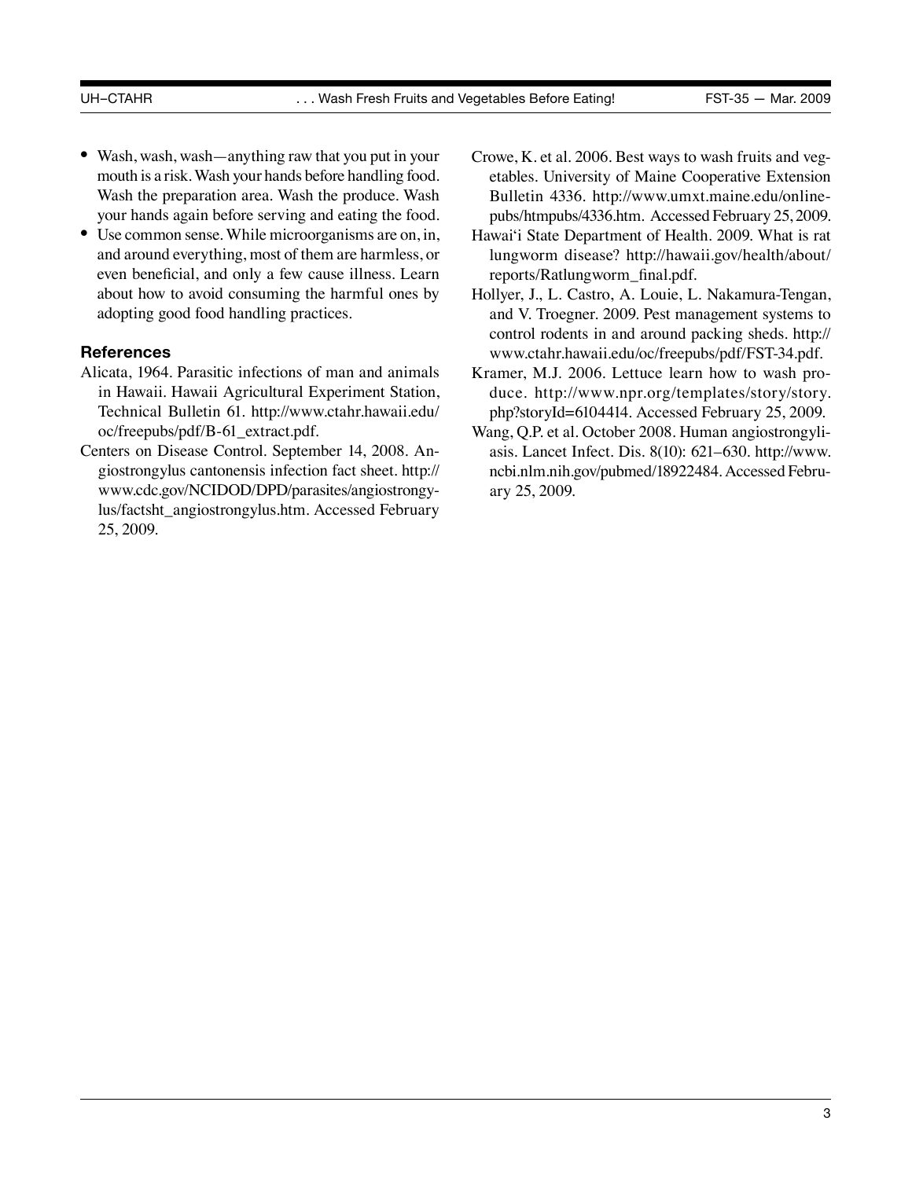- Wash, wash, wash—anything raw that you put in your mouth is a risk. Wash your hands before handling food. Wash the preparation area. Wash the produce. Wash your hands again before serving and eating the food.
- Use common sense. While microorganisms are on, in, and around everything, most of them are harmless, or even beneficial, and only a few cause illness. Learn about how to avoid consuming the harmful ones by adopting good food handling practices.

## References

Alicata, 1964. Parasitic infections of man and animals in Hawaii. Hawaii Agricultural Experiment Station, Technical Bulletin 61. http://www.ctahr.hawaii.edu/oc/freepubs/pdf/B-61_extract.pdf.

Centers on Disease Control. September 14, 2008. Angiostrongylus cantonensis infection fact sheet. http://www.cdc.gov/NCIDOD/DPD/parasites/angiostrongylus/factsht_angiostrongylus.htm. Accessed February 25, 2009.

Crowe, K. et al. 2006. Best ways to wash fruits and vegetables. University of Maine Cooperative Extension Bulletin 4336. http://www.umxt.maine.edu/onlinepubs/htmpubs/4336.htm. Accessed February 25, 2009.

Hawai'i State Department of Health. 2009. What is rat lungworm disease? http://hawaii.gov/health/about/reports/Ratlungworm_final.pdf.

Hollyer, J., L. Castro, A. Louie, L. Nakamura-Tengan, and V. Troegner. 2009. Pest management systems to control rodents in and around packing sheds. http://www.ctahr.hawaii.edu/oc/freepubs/pdf/FST-34.pdf.

Kramer, M.J. 2006. Lettuce learn how to wash produce. http://www.npr.org/templates/story/story.php?storyId=6104414. Accessed February 25, 2009.

Wang, Q.P. et al. October 2008. Human angiostrongyliasis. Lancet Infect. Dis. 8(10): 621–630. http://www.ncbi.nlm.nih.gov/pubmed/18922484. Accessed February 25, 2009.